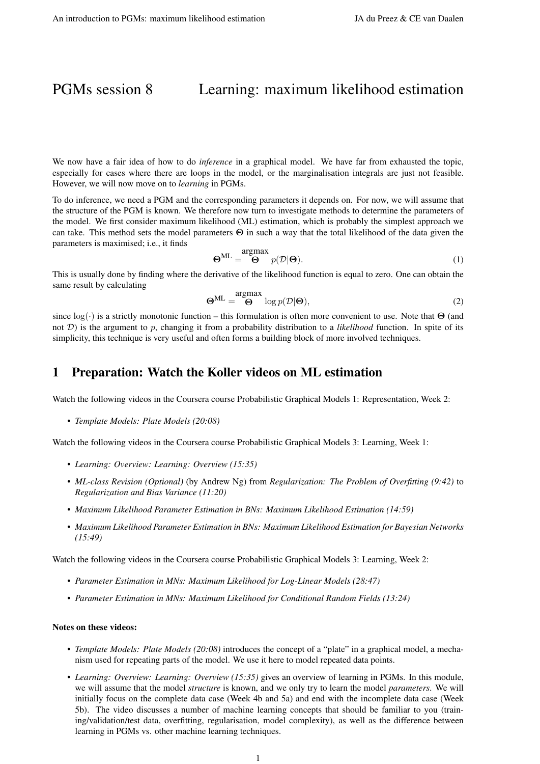# PGMs session 8 Learning: maximum likelihood estimation

We now have a fair idea of how to do *inference* in a graphical model. We have far from exhausted the topic, especially for cases where there are loops in the model, or the marginalisation integrals are just not feasible. However, we will now move on to *learning* in PGMs.

To do inference, we need a PGM and the corresponding parameters it depends on. For now, we will assume that the structure of the PGM is known. We therefore now turn to investigate methods to determine the parameters of the model. We first consider maximum likelihood (ML) estimation, which is probably the simplest approach we can take. This method sets the model parameters $\mathbf{\Theta}$ in such a way that the total likelihood of the data given the parameters is maximised; i.e., it finds

$$\mathbf{\Theta}^{\text{ML}} = \underset{\mathbf{\Theta}}{\text{argmax}} \; p(\mathcal{D}|\mathbf{\Theta}). \tag{1}$$

This is usually done by finding where the derivative of the likelihood function is equal to zero. One can obtain the same result by calculating

$$\mathbf{\Theta}^{\text{ML}} = \underset{\mathbf{\Theta}}{\text{argmax}} \; \log p(\mathcal{D}|\mathbf{\Theta}), \tag{2}$$

since $\log(\cdot)$ is a strictly monotonic function – this formulation is often more convenient to use. Note that $\mathbf{\Theta}$ (and not $\mathcal{D}$) is the argument to $p$, changing it from a probability distribution to a *likelihood* function. In spite of its simplicity, this technique is very useful and often forms a building block of more involved techniques.

## 1 Preparation: Watch the Koller videos on ML estimation

Watch the following videos in the Coursera course Probabilistic Graphical Models 1: Representation, Week 2:

- *Template Models: Plate Models (20:08)*

Watch the following videos in the Coursera course Probabilistic Graphical Models 3: Learning, Week 1:

- *Learning: Overview: Learning: Overview (15:35)*
- *ML-class Revision (Optional)* (by Andrew Ng) from *Regularization: The Problem of Overfitting (9:42)* to *Regularization and Bias Variance (11:20)*
- *Maximum Likelihood Parameter Estimation in BNs: Maximum Likelihood Estimation (14:59)*
- *Maximum Likelihood Parameter Estimation in BNs: Maximum Likelihood Estimation for Bayesian Networks (15:49)*

Watch the following videos in the Coursera course Probabilistic Graphical Models 3: Learning, Week 2:

- *Parameter Estimation in MNs: Maximum Likelihood for Log-Linear Models (28:47)*
- *Parameter Estimation in MNs: Maximum Likelihood for Conditional Random Fields (13:24)*

**Notes on these videos:**

- *Template Models: Plate Models (20:08)* introduces the concept of a "plate" in a graphical model, a mechanism used for repeating parts of the model. We use it here to model repeated data points.
- *Learning: Overview: Learning: Overview (15:35)* gives an overview of learning in PGMs. In this module, we will assume that the model *structure* is known, and we only try to learn the model *parameters*. We will initially focus on the complete data case (Week 4b and 5a) and end with the incomplete data case (Week 5b). The video discusses a number of machine learning concepts that should be familiar to you (training/validation/test data, overfitting, regularisation, model complexity), as well as the difference between learning in PGMs vs. other machine learning techniques.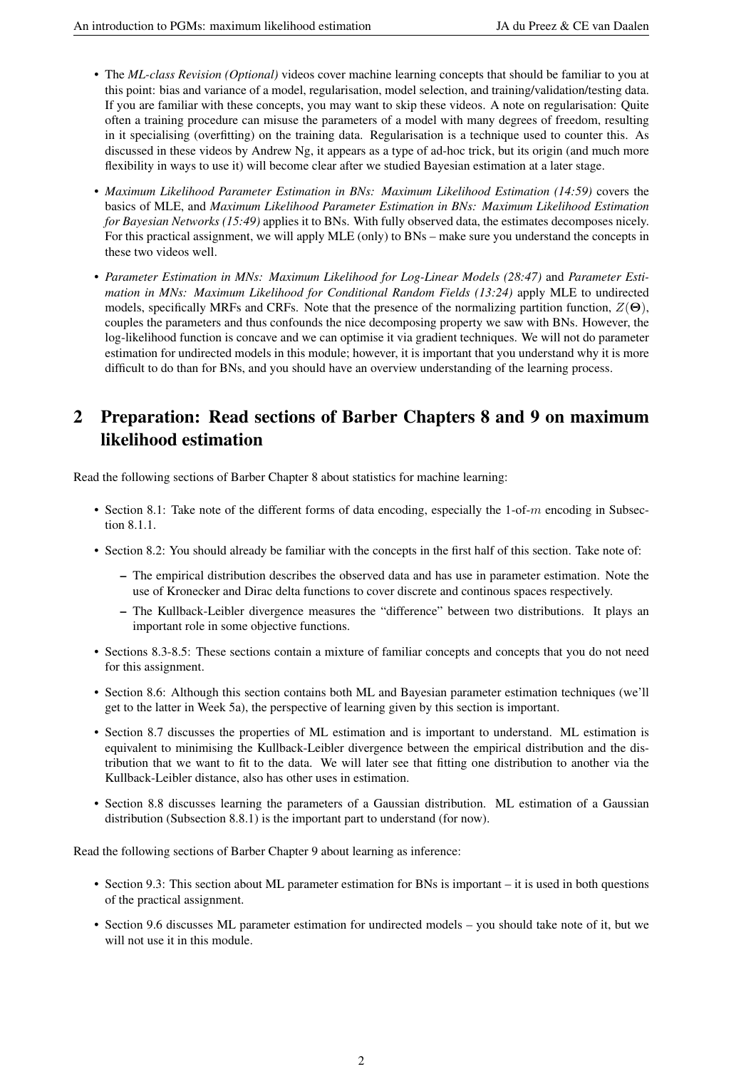- The *ML-class Revision (Optional)* videos cover machine learning concepts that should be familiar to you at this point: bias and variance of a model, regularisation, model selection, and training/validation/testing data. If you are familiar with these concepts, you may want to skip these videos. A note on regularisation: Quite often a training procedure can misuse the parameters of a model with many degrees of freedom, resulting in it specialising (overfitting) on the training data. Regularisation is a technique used to counter this. As discussed in these videos by Andrew Ng, it appears as a type of ad-hoc trick, but its origin (and much more flexibility in ways to use it) will become clear after we studied Bayesian estimation at a later stage.
- *Maximum Likelihood Parameter Estimation in BNs: Maximum Likelihood Estimation (14:59)* covers the basics of MLE, and *Maximum Likelihood Parameter Estimation in BNs: Maximum Likelihood Estimation for Bayesian Networks (15:49)* applies it to BNs. With fully observed data, the estimates decomposes nicely. For this practical assignment, we will apply MLE (only) to BNs – make sure you understand the concepts in these two videos well.
- *Parameter Estimation in MNs: Maximum Likelihood for Log-Linear Models (28:47)* and *Parameter Estimation in MNs: Maximum Likelihood for Conditional Random Fields (13:24)* apply MLE to undirected models, specifically MRFs and CRFs. Note that the presence of the normalizing partition function, $Z(\mathbf{\Theta})$, couples the parameters and thus confounds the nice decomposing property we saw with BNs. However, the log-likelihood function is concave and we can optimise it via gradient techniques. We will not do parameter estimation for undirected models in this module; however, it is important that you understand why it is more difficult to do than for BNs, and you should have an overview understanding of the learning process.

## 2 Preparation: Read sections of Barber Chapters 8 and 9 on maximum likelihood estimation

Read the following sections of Barber Chapter 8 about statistics for machine learning:

- Section 8.1: Take note of the different forms of data encoding, especially the 1-of-$m$ encoding in Subsection 8.1.1.
- Section 8.2: You should already be familiar with the concepts in the first half of this section. Take note of:
  - The empirical distribution describes the observed data and has use in parameter estimation. Note the use of Kronecker and Dirac delta functions to cover discrete and continous spaces respectively.
  - The Kullback-Leibler divergence measures the "difference" between two distributions. It plays an important role in some objective functions.
- Sections 8.3-8.5: These sections contain a mixture of familiar concepts and concepts that you do not need for this assignment.
- Section 8.6: Although this section contains both ML and Bayesian parameter estimation techniques (we'll get to the latter in Week 5a), the perspective of learning given by this section is important.
- Section 8.7 discusses the properties of ML estimation and is important to understand. ML estimation is equivalent to minimising the Kullback-Leibler divergence between the empirical distribution and the distribution that we want to fit to the data. We will later see that fitting one distribution to another via the Kullback-Leibler distance, also has other uses in estimation.
- Section 8.8 discusses learning the parameters of a Gaussian distribution. ML estimation of a Gaussian distribution (Subsection 8.8.1) is the important part to understand (for now).

Read the following sections of Barber Chapter 9 about learning as inference:

- Section 9.3: This section about ML parameter estimation for BNs is important – it is used in both questions of the practical assignment.
- Section 9.6 discusses ML parameter estimation for undirected models – you should take note of it, but we will not use it in this module.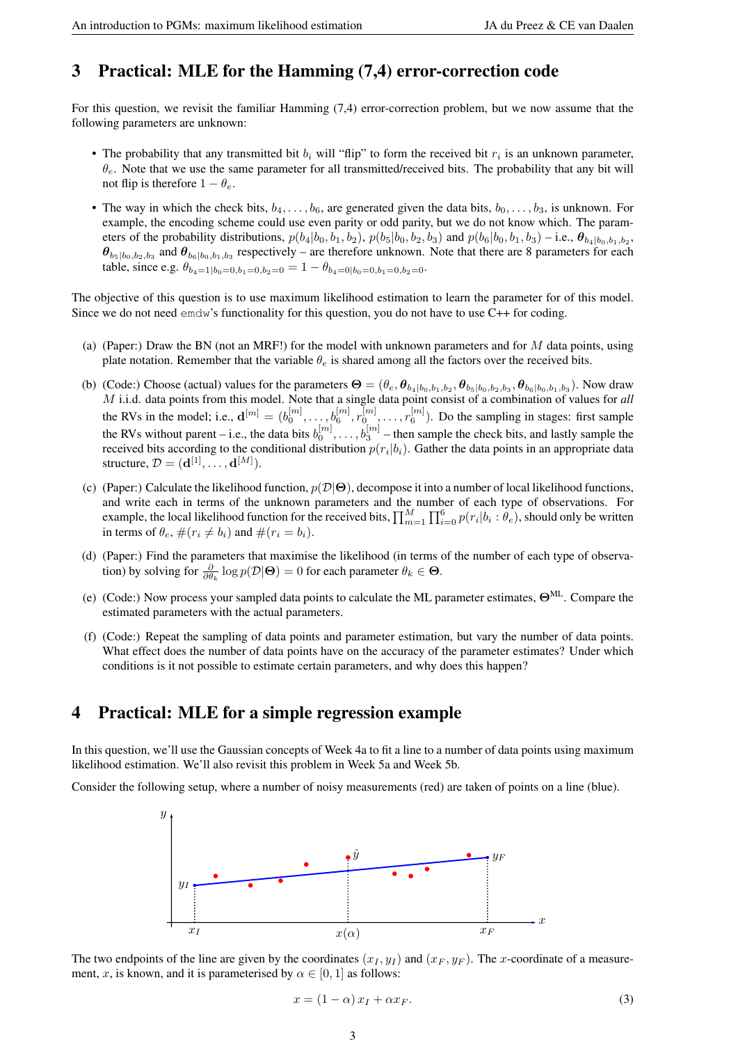## 3 Practical: MLE for the Hamming (7,4) error-correction code

For this question, we revisit the familiar Hamming (7,4) error-correction problem, but we now assume that the following parameters are unknown:

- The probability that any transmitted bit $b_i$ will "flip" to form the received bit $r_i$ is an unknown parameter, $\theta_e$. Note that we use the same parameter for all transmitted/received bits. The probability that any bit will not flip is therefore $1 - \theta_e$.
- The way in which the check bits, $b_4, \ldots, b_6$, are generated given the data bits, $b_0, \ldots, b_3$, is unknown. For example, the encoding scheme could use even parity or odd parity, but we do not know which. The parameters of the probability distributions, $p(b_4|b_0, b_1, b_2)$, $p(b_5|b_0, b_2, b_3)$ and $p(b_6|b_0, b_1, b_3)$ – i.e., $\boldsymbol{\theta}_{b_4|b_0,b_1,b_2}$, $\boldsymbol{\theta}_{b_5|b_0,b_2,b_3}$ and $\boldsymbol{\theta}_{b_6|b_0,b_1,b_3}$ respectively – are therefore unknown. Note that there are 8 parameters for each table, since e.g. $\theta_{b_4=1|b_0=0,b_1=0,b_2=0} = 1 - \theta_{b_4=0|b_0=0,b_1=0,b_2=0}$.

The objective of this question is to use maximum likelihood estimation to learn the parameter for of this model. Since we do not need emdw's functionality for this question, you do not have to use C++ for coding.

(a) (Paper:) Draw the BN (not an MRF!) for the model with unknown parameters and for $M$ data points, using plate notation. Remember that the variable $\theta_e$ is shared among all the factors over the received bits.

(b) (Code:) Choose (actual) values for the parameters $\boldsymbol{\Theta} = (\theta_e, \boldsymbol{\theta}_{b_4|b_0,b_1,b_2}, \boldsymbol{\theta}_{b_5|b_0,b_2,b_3}, \boldsymbol{\theta}_{b_6|b_0,b_1,b_3})$. Now draw $M$ i.i.d. data points from this model. Note that a single data point consist of a combination of values for *all* the RVs in the model; i.e., $\mathbf{d}^{[m]} = (b_0^{[m]}, \ldots, b_6^{[m]}, r_0^{[m]}, \ldots, r_6^{[m]})$. Do the sampling in stages: first sample the RVs without parent – i.e., the data bits $b_0^{[m]}, \ldots, b_3^{[m]}$ – then sample the check bits, and lastly sample the received bits according to the conditional distribution $p(r_i|b_i)$. Gather the data points in an appropriate data structure, $\mathcal{D} = (\mathbf{d}^{[1]}, \ldots, \mathbf{d}^{[M]})$.

(c) (Paper:) Calculate the likelihood function, $p(\mathcal{D}|\boldsymbol{\Theta})$, decompose it into a number of local likelihood functions, and write each in terms of the unknown parameters and the number of each type of observations. For example, the local likelihood function for the received bits, $\prod_{m=1}^{M} \prod_{i=0}^{6} p(r_i|b_i : \theta_e)$, should only be written in terms of $\theta_e$, $\#(r_i \neq b_i)$ and $\#(r_i = b_i)$.

(d) (Paper:) Find the parameters that maximise the likelihood (in terms of the number of each type of observation) by solving for $\frac{\partial}{\partial \theta_k} \log p(\mathcal{D}|\boldsymbol{\Theta}) = 0$ for each parameter $\theta_k \in \boldsymbol{\Theta}$.

(e) (Code:) Now process your sampled data points to calculate the ML parameter estimates, $\boldsymbol{\Theta}^{\text{ML}}$. Compare the estimated parameters with the actual parameters.

(f) (Code:) Repeat the sampling of data points and parameter estimation, but vary the number of data points. What effect does the number of data points have on the accuracy of the parameter estimates? Under which conditions is it not possible to estimate certain parameters, and why does this happen?

## 4 Practical: MLE for a simple regression example

In this question, we'll use the Gaussian concepts of Week 4a to fit a line to a number of data points using maximum likelihood estimation. We'll also revisit this problem in Week 5a and Week 5b.

Consider the following setup, where a number of noisy measurements (red) are taken of points on a line (blue).

The two endpoints of the line are given by the coordinates $(x_I, y_I)$ and $(x_F, y_F)$. The $x$-coordinate of a measurement, $x$, is known, and it is parameterised by $\alpha \in [0, 1]$ as follows:

$$x = (1 - \alpha)\, x_I + \alpha x_F. \tag{3}$$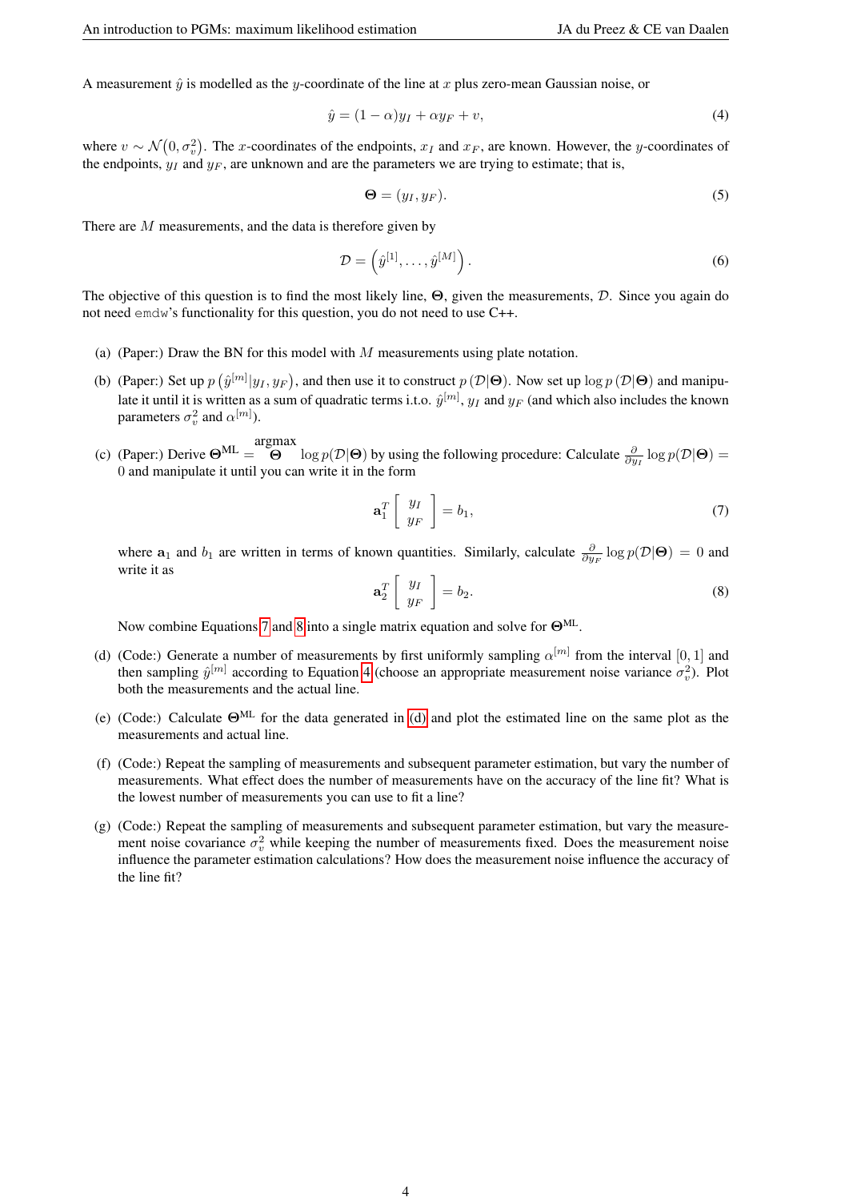A measurement $\hat{y}$ is modelled as the $y$-coordinate of the line at $x$ plus zero-mean Gaussian noise, or

$$\hat{y} = (1 - \alpha) y_I + \alpha y_F + v, \tag{4}$$

where $v \sim \mathcal{N}\big(0, \sigma_v^2\big)$. The $x$-coordinates of the endpoints, $x_I$ and $x_F$, are known. However, the $y$-coordinates of the endpoints, $y_I$ and $y_F$, are unknown and are the parameters we are trying to estimate; that is,

$$\mathbf{\Theta} = (y_I, y_F). \tag{5}$$

There are $M$ measurements, and the data is therefore given by

$$\mathcal{D} = \left(\hat{y}^{[1]}, \ldots, \hat{y}^{[M]}\right). \tag{6}$$

The objective of this question is to find the most likely line, $\mathbf{\Theta}$, given the measurements, $\mathcal{D}$. Since you again do not need emdw's functionality for this question, you do not need to use C++.

(a) (Paper:) Draw the BN for this model with $M$ measurements using plate notation.

(b) (Paper:) Set up $p\left(\hat{y}^{[m]} | y_I, y_F\right)$, and then use it to construct $p\left(\mathcal{D}|\mathbf{\Theta}\right)$. Now set up $\log p\left(\mathcal{D}|\mathbf{\Theta}\right)$ and manipulate it until it is written as a sum of quadratic terms i.t.o. $\hat{y}^{[m]}$, $y_I$ and $y_F$ (and which also includes the known parameters $\sigma_v^2$ and $\alpha^{[m]}$).

(c) (Paper:) Derive $\mathbf{\Theta}^{\text{ML}} = \underset{\mathbf{\Theta}}{\text{argmax}} \log p(\mathcal{D}|\mathbf{\Theta})$ by using the following procedure: Calculate $\frac{\partial}{\partial y_I} \log p(\mathcal{D}|\mathbf{\Theta}) = 0$ and manipulate it until you can write it in the form

$$\mathbf{a}_1^T \begin{bmatrix} y_I \\ y_F \end{bmatrix} = b_1, \tag{7}$$

where $\mathbf{a}_1$ and $b_1$ are written in terms of known quantities. Similarly, calculate $\frac{\partial}{\partial y_F} \log p(\mathcal{D}|\mathbf{\Theta}) = 0$ and write it as

$$\mathbf{a}_2^T \begin{bmatrix} y_I \\ y_F \end{bmatrix} = b_2. \tag{8}$$

Now combine Equations 7 and 8 into a single matrix equation and solve for $\mathbf{\Theta}^{\text{ML}}$.

(d) (Code:) Generate a number of measurements by first uniformly sampling $\alpha^{[m]}$ from the interval $[0, 1]$ and then sampling $\hat{y}^{[m]}$ according to Equation 4 (choose an appropriate measurement noise variance $\sigma_v^2$). Plot both the measurements and the actual line.

(e) (Code:) Calculate $\mathbf{\Theta}^{\text{ML}}$ for the data generated in (d) and plot the estimated line on the same plot as the measurements and actual line.

(f) (Code:) Repeat the sampling of measurements and subsequent parameter estimation, but vary the number of measurements. What effect does the number of measurements have on the accuracy of the line fit? What is the lowest number of measurements you can use to fit a line?

(g) (Code:) Repeat the sampling of measurements and subsequent parameter estimation, but vary the measurement noise covariance $\sigma_v^2$ while keeping the number of measurements fixed. Does the measurement noise influence the parameter estimation calculations? How does the measurement noise influence the accuracy of the line fit?